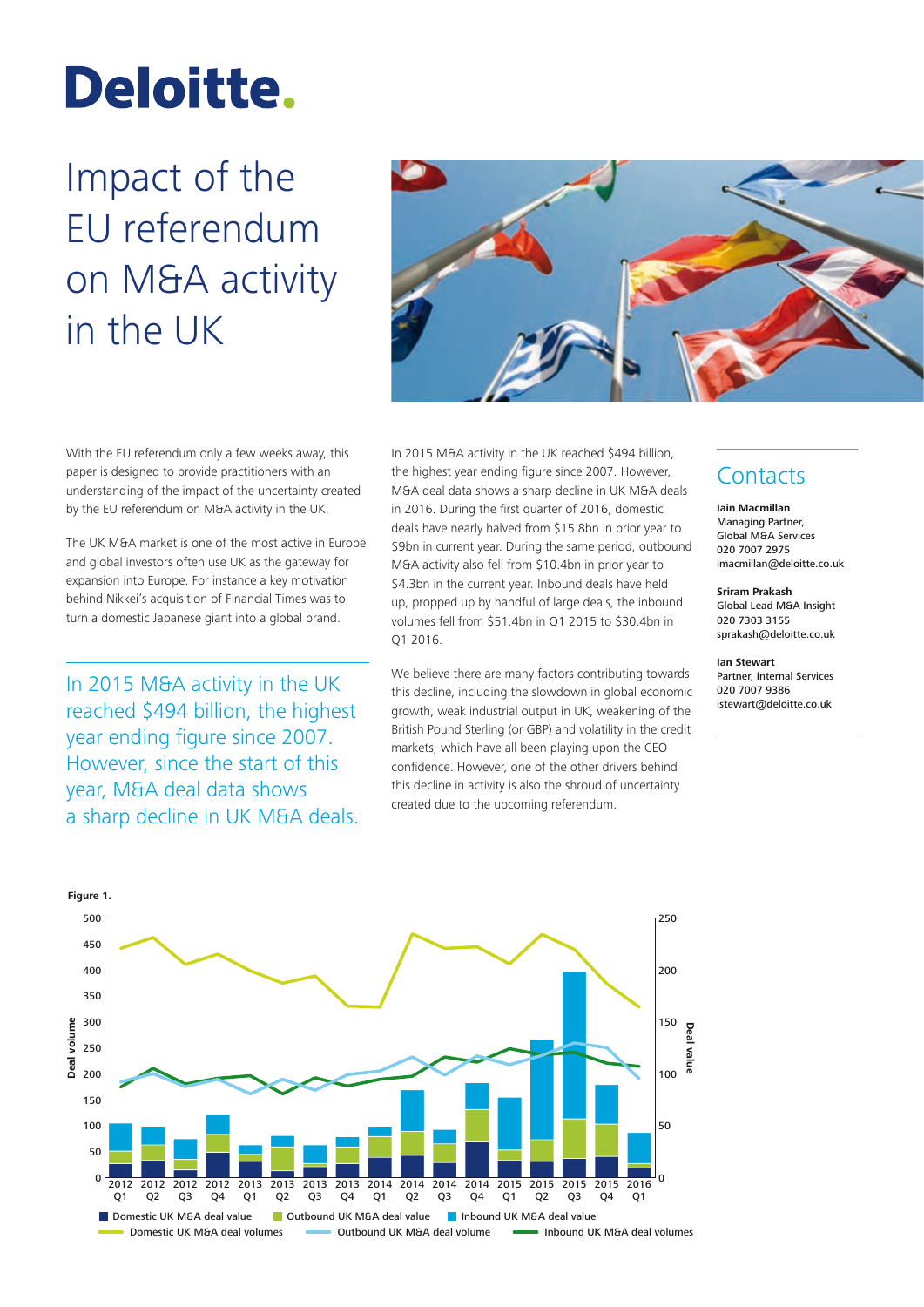# Deloitte.

# Impact of the EU referendum on M&A activity in the UK

With the EU referendum only a few weeks away, this paper is designed to provide practitioners with an understanding of the impact of the uncertainty created by the EU referendum on M&A activity in the UK.

The UK M&A market is one of the most active in Europe and global investors often use UK as the gateway for expansion into Europe. For instance a key motivation behind Nikkei's acquisition of Financial Times was to turn a domestic Japanese giant into a global brand.

In 2015 M&A activity in the UK reached $494 billion, the highest year ending figure since 2007. However, since the start of this year, M&A deal data shows a sharp decline in UK M&A deals.

In 2015 M&A activity in the UK reached $494 billion, the highest year ending figure since 2007. However, M&A deal data shows a sharp decline in UK M&A deals in 2016. During the first quarter of 2016, domestic deals have nearly halved from $15.8bn in prior year to $9bn in current year. During the same period, outbound M&A activity also fell from $10.4bn in prior year to $4.3bn in the current year. Inbound deals have held up, propped up by handful of large deals, the inbound volumes fell from $51.4bn in Q1 2015 to $30.4bn in Q1 2016.

We believe there are many factors contributing towards this decline, including the slowdown in global economic growth, weak industrial output in UK, weakening of the British Pound Sterling (or GBP) and volatility in the credit markets, which have all been playing upon the CEO confidence. However, one of the other drivers behind this decline in activity is also the shroud of uncertainty created due to the upcoming referendum.

## Contacts

**Iain Macmillan**
Managing Partner,
Global M&A Services
020 7007 2975
imacmillan@deloitte.co.uk

**Sriram Prakash**
Global Lead M&A Insight
020 7303 3155
sprakash@deloitte.co.uk

**Ian Stewart**
Partner, Internal Services
020 7007 9386
istewart@deloitte.co.uk

**Figure 1.**

Deal volume (left axis, 0–500); Deal value (right axis, 0–250)

Quarters: 2012 Q1, 2012 Q2, 2012 Q3, 2012 Q4, 2013 Q1, 2013 Q2, 2013 Q3, 2013 Q4, 2014 Q1, 2014 Q2, 2014 Q3, 2014 Q4, 2015 Q1, 2015 Q2, 2015 Q3, 2015 Q4, 2016 Q1

Legend: Domestic UK M&A deal value; Outbound UK M&A deal value; Inbound UK M&A deal value; Domestic UK M&A deal volumes; Outbound UK M&A deal volume; Inbound UK M&A deal volumes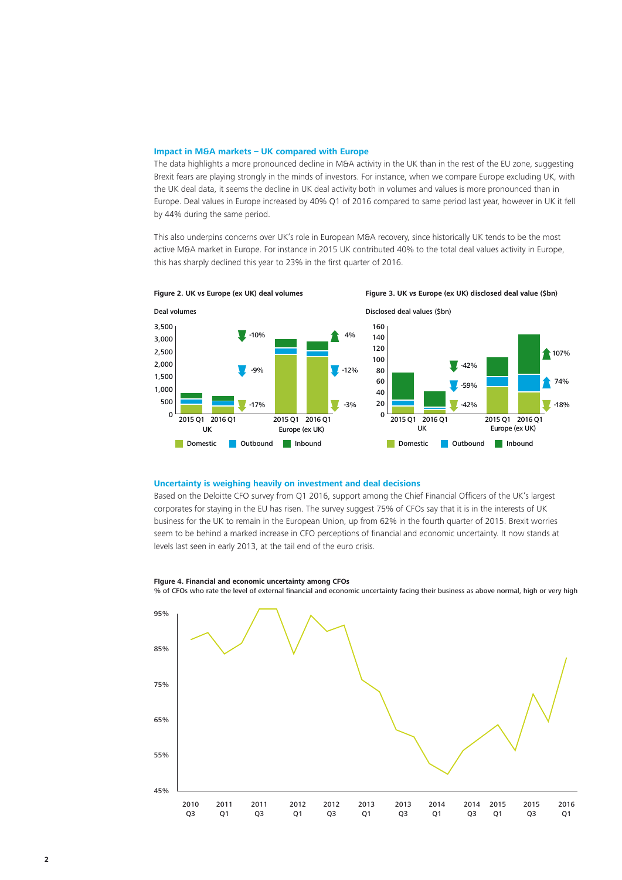### Impact in M&A markets – UK compared with Europe

The data highlights a more pronounced decline in M&A activity in the UK than in the rest of the EU zone, suggesting Brexit fears are playing strongly in the minds of investors. For instance, when we compare Europe excluding UK, with the UK deal data, it seems the decline in UK deal activity both in volumes and values is more pronounced than in Europe. Deal values in Europe increased by 40% Q1 of 2016 compared to same period last year, however in UK it fell by 44% during the same period.

This also underpins concerns over UK's role in European M&A recovery, since historically UK tends to be the most active M&A market in Europe. For instance in 2015 UK contributed 40% to the total deal values activity in Europe, this has sharply declined this year to 23% in the first quarter of 2016.

**Figure 2. UK vs Europe (ex UK) deal volumes**

**Figure 3. UK vs Europe (ex UK) disclosed deal value ($bn)**

### Uncertainty is weighing heavily on investment and deal decisions

Based on the Deloitte CFO survey from Q1 2016, support among the Chief Financial Officers of the UK's largest corporates for staying in the EU has risen. The survey suggest 75% of CFOs say that it is in the interests of UK business for the UK to remain in the European Union, up from 62% in the fourth quarter of 2015. Brexit worries seem to be behind a marked increase in CFO perceptions of financial and economic uncertainty. It now stands at levels last seen in early 2013, at the tail end of the euro crisis.

**Figure 4. Financial and economic uncertainty among CFOs**
% of CFOs who rate the level of external financial and economic uncertainty facing their business as above normal, high or very high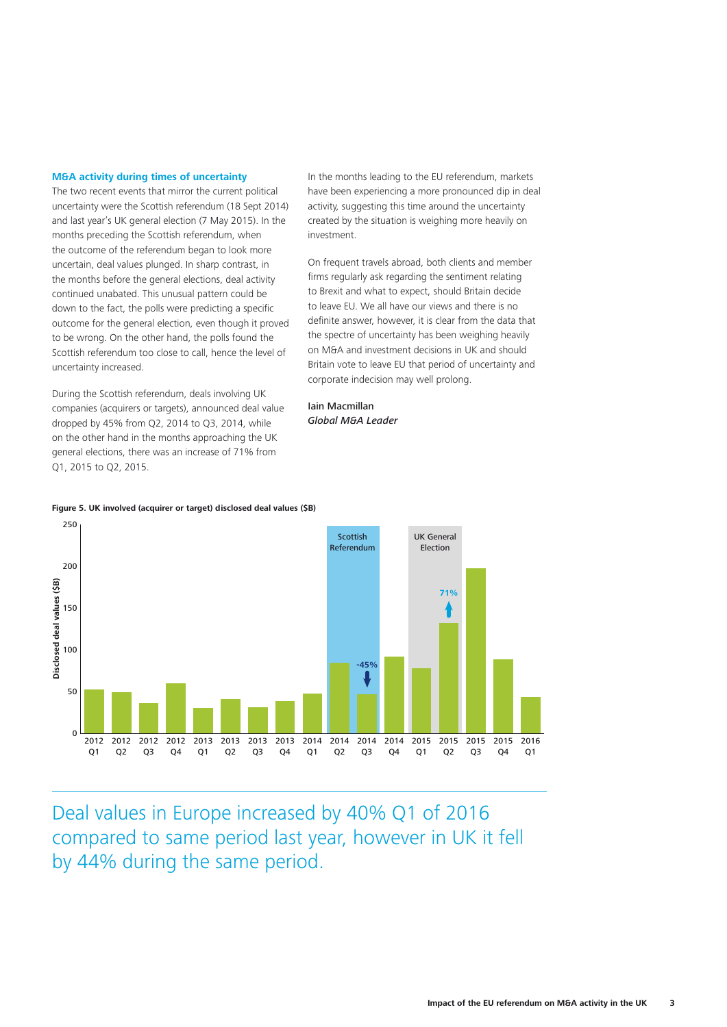### M&A activity during times of uncertainty

The two recent events that mirror the current political uncertainty were the Scottish referendum (18 Sept 2014) and last year's UK general election (7 May 2015). In the months preceding the Scottish referendum, when the outcome of the referendum began to look more uncertain, deal values plunged. In sharp contrast, in the months before the general elections, deal activity continued unabated. This unusual pattern could be down to the fact, the polls were predicting a specific outcome for the general election, even though it proved to be wrong. On the other hand, the polls found the Scottish referendum too close to call, hence the level of uncertainty increased.

During the Scottish referendum, deals involving UK companies (acquirers or targets), announced deal value dropped by 45% from Q2, 2014 to Q3, 2014, while on the other hand in the months approaching the UK general elections, there was an increase of 71% from Q1, 2015 to Q2, 2015.

In the months leading to the EU referendum, markets have been experiencing a more pronounced dip in deal activity, suggesting this time around the uncertainty created by the situation is weighing more heavily on investment.

On frequent travels abroad, both clients and member firms regularly ask regarding the sentiment relating to Brexit and what to expect, should Britain decide to leave EU. We all have our views and there is no definite answer, however, it is clear from the data that the spectre of uncertainty has been weighing heavily on M&A and investment decisions in UK and should Britain vote to leave EU that period of uncertainty and corporate indecision may well prolong.

Iain Macmillan
*Global M&A Leader*

**Figure 5. UK involved (acquirer or target) disclosed deal values ($B)**

Deal values in Europe increased by 40% Q1 of 2016 compared to same period last year, however in UK it fell by 44% during the same period.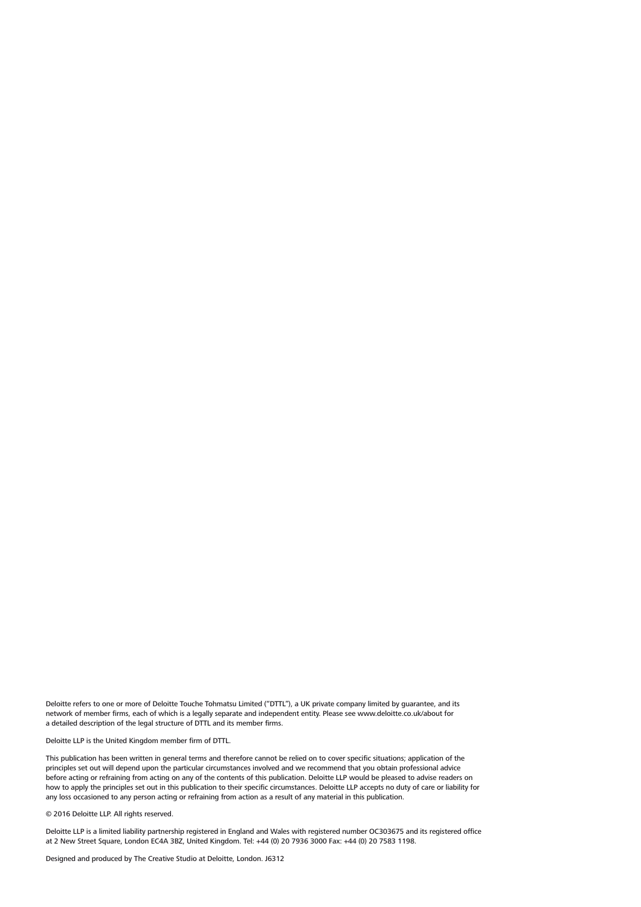Deloitte refers to one or more of Deloitte Touche Tohmatsu Limited ("DTTL"), a UK private company limited by guarantee, and its network of member firms, each of which is a legally separate and independent entity. Please see www.deloitte.co.uk/about for a detailed description of the legal structure of DTTL and its member firms.

Deloitte LLP is the United Kingdom member firm of DTTL.

This publication has been written in general terms and therefore cannot be relied on to cover specific situations; application of the principles set out will depend upon the particular circumstances involved and we recommend that you obtain professional advice before acting or refraining from acting on any of the contents of this publication. Deloitte LLP would be pleased to advise readers on how to apply the principles set out in this publication to their specific circumstances. Deloitte LLP accepts no duty of care or liability for any loss occasioned to any person acting or refraining from action as a result of any material in this publication.

© 2016 Deloitte LLP. All rights reserved.

Deloitte LLP is a limited liability partnership registered in England and Wales with registered number OC303675 and its registered office at 2 New Street Square, London EC4A 3BZ, United Kingdom. Tel: +44 (0) 20 7936 3000 Fax: +44 (0) 20 7583 1198.

Designed and produced by The Creative Studio at Deloitte, London. J6312